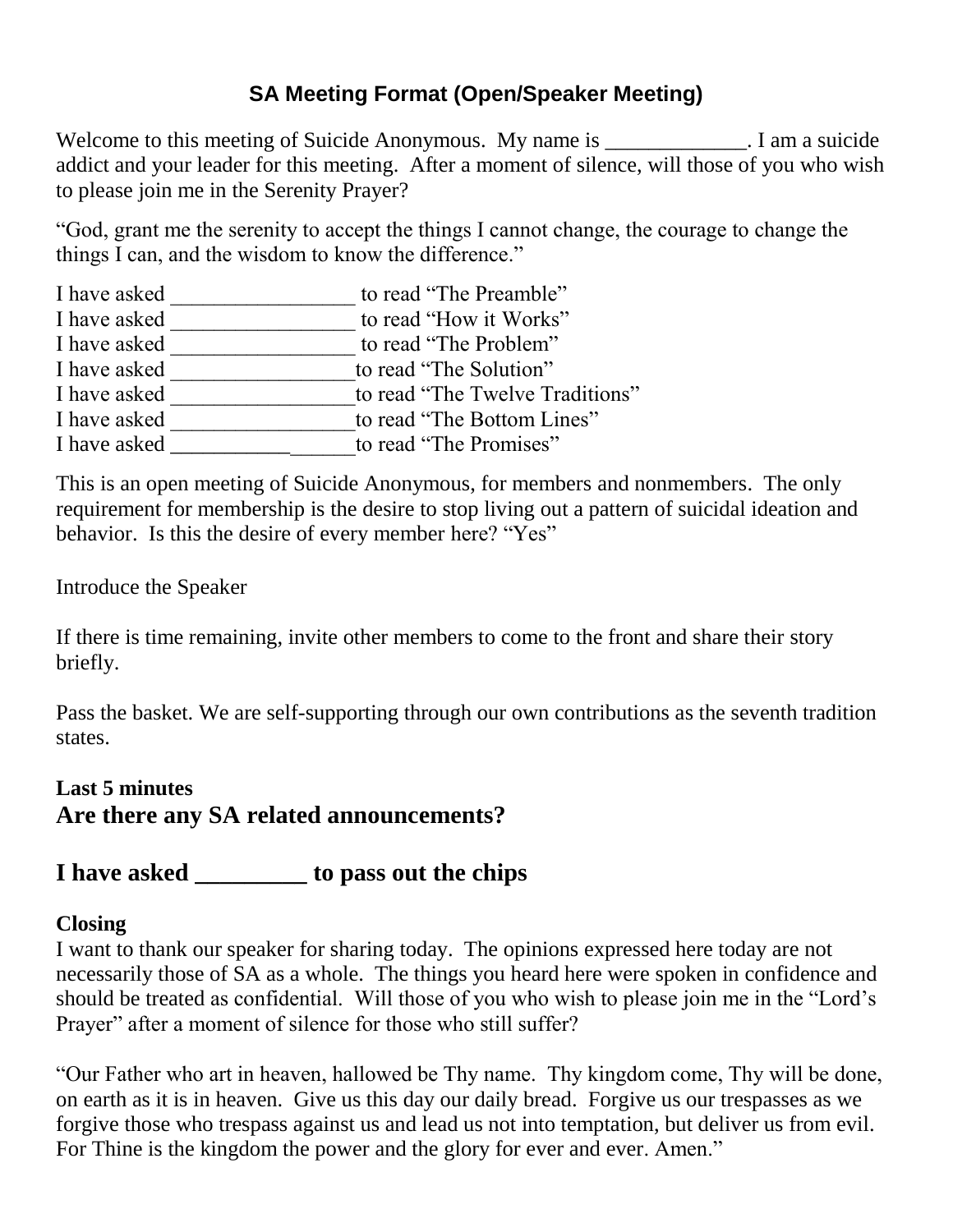# SA Meeting Format (Open/Speaker Meeting)

Welcome to this meeting of Suicide Anonymous. My name is _____________. I am a suicide addict and your leader for this meeting. After a moment of silence, will those of you who wish to please join me in the Serenity Prayer?

"God, grant me the serenity to accept the things I cannot change, the courage to change the things I can, and the wisdom to know the difference."

I have asked ________________ to read "The Preamble"
I have asked ________________ to read "How it Works"
I have asked ________________ to read "The Problem"
I have asked ________________ to read "The Solution"
I have asked ________________ to read "The Twelve Traditions"
I have asked ________________ to read "The Bottom Lines"
I have asked ________________ to read "The Promises"

This is an open meeting of Suicide Anonymous, for members and nonmembers. The only requirement for membership is the desire to stop living out a pattern of suicidal ideation and behavior. Is this the desire of every member here? "Yes"

Introduce the Speaker

If there is time remaining, invite other members to come to the front and share their story briefly.

Pass the basket. We are self-supporting through our own contributions as the seventh tradition states.

**Last 5 minutes**

## Are there any SA related announcements?

## I have asked _________ to pass out the chips

**Closing**

I want to thank our speaker for sharing today. The opinions expressed here today are not necessarily those of SA as a whole. The things you heard here were spoken in confidence and should be treated as confidential. Will those of you who wish to please join me in the "Lord's Prayer" after a moment of silence for those who still suffer?

"Our Father who art in heaven, hallowed be Thy name. Thy kingdom come, Thy will be done, on earth as it is in heaven. Give us this day our daily bread. Forgive us our trespasses as we forgive those who trespass against us and lead us not into temptation, but deliver us from evil. For Thine is the kingdom the power and the glory for ever and ever. Amen."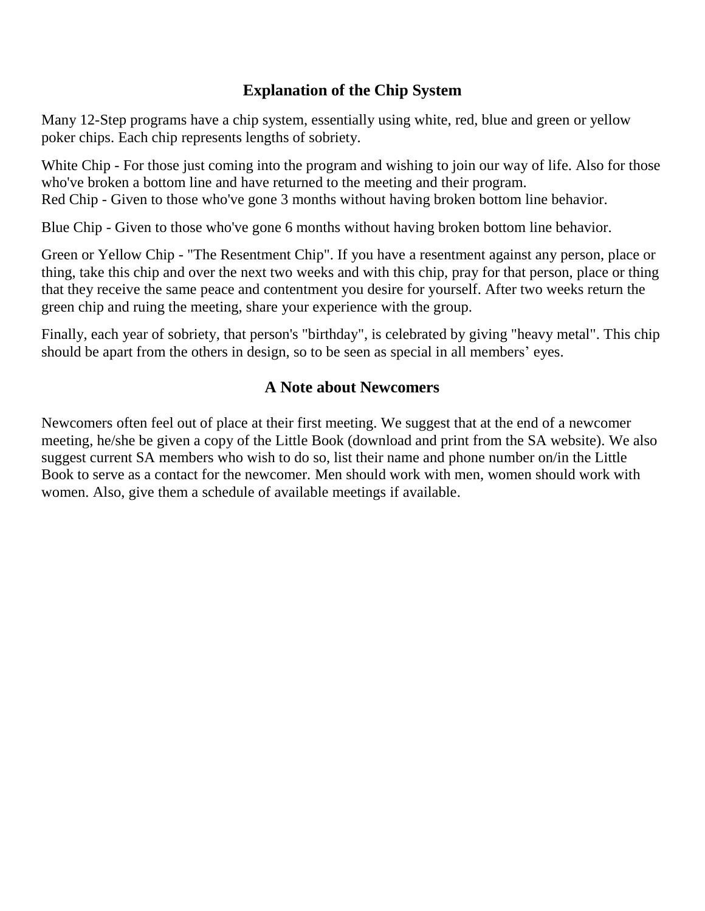## Explanation of the Chip System

Many 12-Step programs have a chip system, essentially using white, red, blue and green or yellow poker chips. Each chip represents lengths of sobriety.

White Chip - For those just coming into the program and wishing to join our way of life. Also for those who've broken a bottom line and have returned to the meeting and their program.
Red Chip - Given to those who've gone 3 months without having broken bottom line behavior.

Blue Chip - Given to those who've gone 6 months without having broken bottom line behavior.

Green or Yellow Chip - "The Resentment Chip". If you have a resentment against any person, place or thing, take this chip and over the next two weeks and with this chip, pray for that person, place or thing that they receive the same peace and contentment you desire for yourself. After two weeks return the green chip and ruing the meeting, share your experience with the group.

Finally, each year of sobriety, that person's "birthday", is celebrated by giving "heavy metal". This chip should be apart from the others in design, so to be seen as special in all members' eyes.

## A Note about Newcomers

Newcomers often feel out of place at their first meeting. We suggest that at the end of a newcomer meeting, he/she be given a copy of the Little Book (download and print from the SA website). We also suggest current SA members who wish to do so, list their name and phone number on/in the Little Book to serve as a contact for the newcomer. Men should work with men, women should work with women. Also, give them a schedule of available meetings if available.